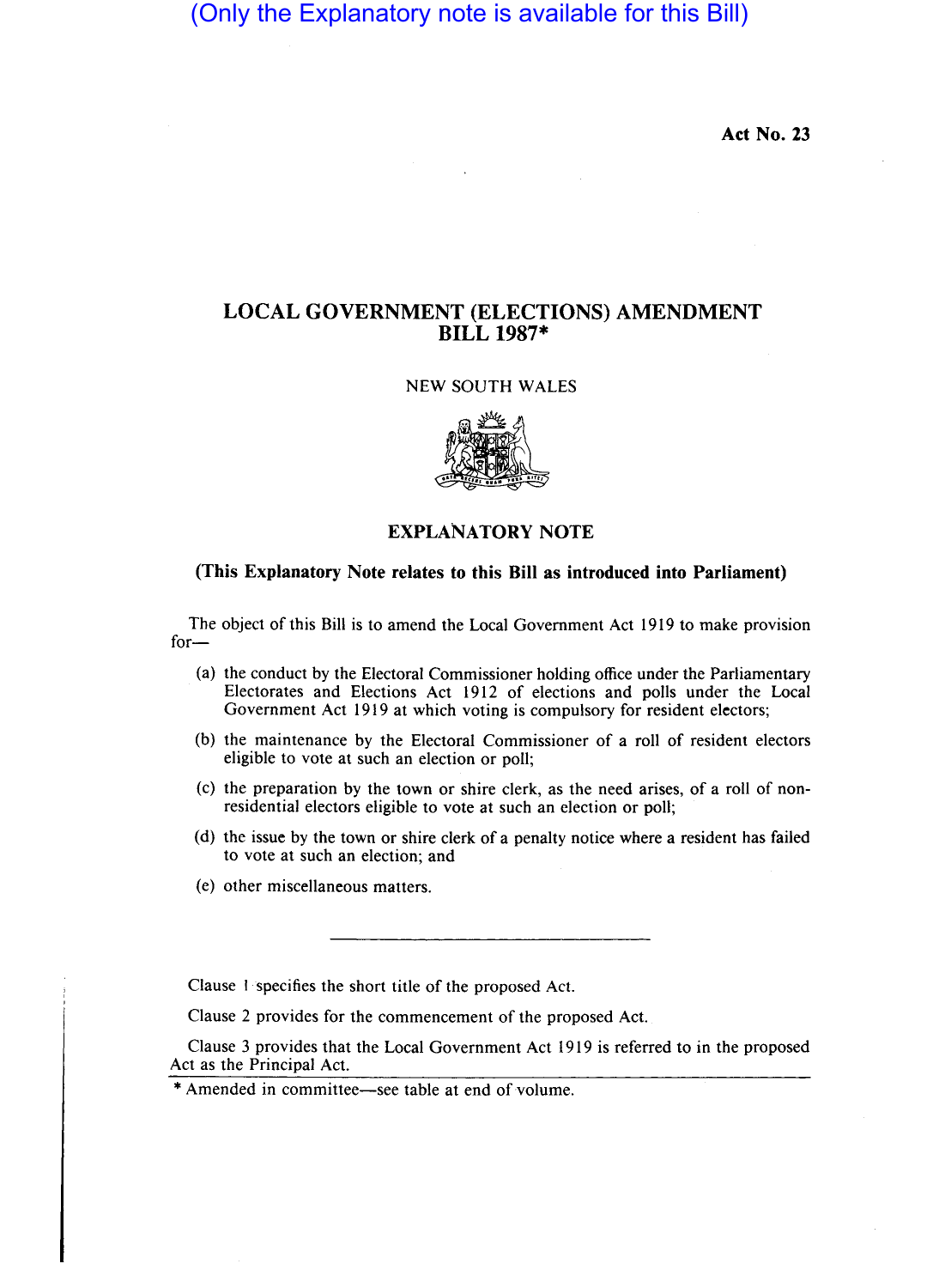(Only the Explanatory note is available for this Bill)

**Act No. 23**

# LOCAL GOVERNMENT (ELECTIONS) AMENDMENT BILL 1987*

NEW SOUTH WALES

## EXPLANATORY NOTE

**(This Explanatory Note relates to this Bill as introduced into Parliament)**

The object of this Bill is to amend the Local Government Act 1919 to make provision for—

(a) the conduct by the Electoral Commissioner holding office under the Parliamentary Electorates and Elections Act 1912 of elections and polls under the Local Government Act 1919 at which voting is compulsory for resident electors;

(b) the maintenance by the Electoral Commissioner of a roll of resident electors eligible to vote at such an election or poll;

(c) the preparation by the town or shire clerk, as the need arises, of a roll of non-residential electors eligible to vote at such an election or poll;

(d) the issue by the town or shire clerk of a penalty notice where a resident has failed to vote at such an election; and

(e) other miscellaneous matters.

---

Clause 1 specifies the short title of the proposed Act.

Clause 2 provides for the commencement of the proposed Act.

Clause 3 provides that the Local Government Act 1919 is referred to in the proposed Act as the Principal Act.

* Amended in committee—see table at end of volume.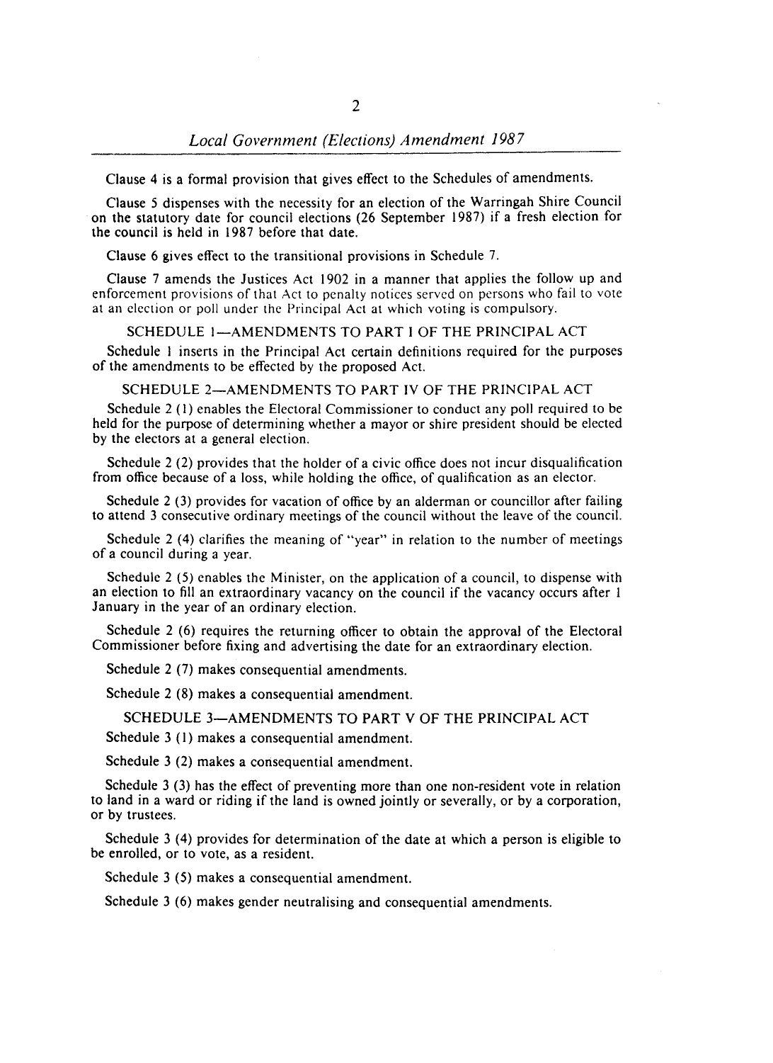Clause 4 is a formal provision that gives effect to the Schedules of amendments.

Clause 5 dispenses with the necessity for an election of the Warringah Shire Council on the statutory date for council elections (26 September 1987) if a fresh election for the council is held in 1987 before that date.

Clause 6 gives effect to the transitional provisions in Schedule 7.

Clause 7 amends the Justices Act 1902 in a manner that applies the follow up and enforcement provisions of that Act to penalty notices served on persons who fail to vote at an election or poll under the Principal Act at which voting is compulsory.

## SCHEDULE 1—AMENDMENTS TO PART I OF THE PRINCIPAL ACT

Schedule 1 inserts in the Principal Act certain definitions required for the purposes of the amendments to be effected by the proposed Act.

## SCHEDULE 2—AMENDMENTS TO PART IV OF THE PRINCIPAL ACT

Schedule 2 (1) enables the Electoral Commissioner to conduct any poll required to be held for the purpose of determining whether a mayor or shire president should be elected by the electors at a general election.

Schedule 2 (2) provides that the holder of a civic office does not incur disqualification from office because of a loss, while holding the office, of qualification as an elector.

Schedule 2 (3) provides for vacation of office by an alderman or councillor after failing to attend 3 consecutive ordinary meetings of the council without the leave of the council.

Schedule 2 (4) clarifies the meaning of "year" in relation to the number of meetings of a council during a year.

Schedule 2 (5) enables the Minister, on the application of a council, to dispense with an election to fill an extraordinary vacancy on the council if the vacancy occurs after 1 January in the year of an ordinary election.

Schedule 2 (6) requires the returning officer to obtain the approval of the Electoral Commissioner before fixing and advertising the date for an extraordinary election.

Schedule 2 (7) makes consequential amendments.

Schedule 2 (8) makes a consequential amendment.

## SCHEDULE 3—AMENDMENTS TO PART V OF THE PRINCIPAL ACT

Schedule 3 (1) makes a consequential amendment.

Schedule 3 (2) makes a consequential amendment.

Schedule 3 (3) has the effect of preventing more than one non-resident vote in relation to land in a ward or riding if the land is owned jointly or severally, or by a corporation, or by trustees.

Schedule 3 (4) provides for determination of the date at which a person is eligible to be enrolled, or to vote, as a resident.

Schedule 3 (5) makes a consequential amendment.

Schedule 3 (6) makes gender neutralising and consequential amendments.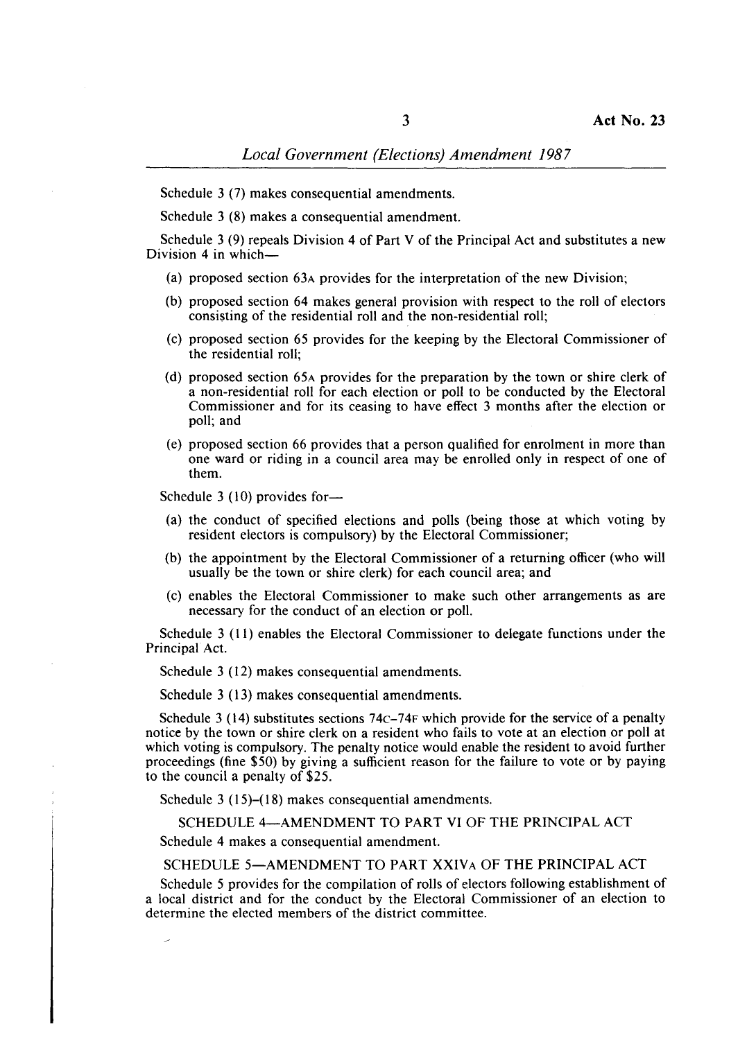Schedule 3 (7) makes consequential amendments.

Schedule 3 (8) makes a consequential amendment.

Schedule 3 (9) repeals Division 4 of Part V of the Principal Act and substitutes a new Division 4 in which—

(a) proposed section 63A provides for the interpretation of the new Division;

(b) proposed section 64 makes general provision with respect to the roll of electors consisting of the residential roll and the non-residential roll;

(c) proposed section 65 provides for the keeping by the Electoral Commissioner of the residential roll;

(d) proposed section 65A provides for the preparation by the town or shire clerk of a non-residential roll for each election or poll to be conducted by the Electoral Commissioner and for its ceasing to have effect 3 months after the election or poll; and

(e) proposed section 66 provides that a person qualified for enrolment in more than one ward or riding in a council area may be enrolled only in respect of one of them.

Schedule 3 (10) provides for—

(a) the conduct of specified elections and polls (being those at which voting by resident electors is compulsory) by the Electoral Commissioner;

(b) the appointment by the Electoral Commissioner of a returning officer (who will usually be the town or shire clerk) for each council area; and

(c) enables the Electoral Commissioner to make such other arrangements as are necessary for the conduct of an election or poll.

Schedule 3 (11) enables the Electoral Commissioner to delegate functions under the Principal Act.

Schedule 3 (12) makes consequential amendments.

Schedule 3 (13) makes consequential amendments.

Schedule 3 (14) substitutes sections 74C–74F which provide for the service of a penalty notice by the town or shire clerk on a resident who fails to vote at an election or poll at which voting is compulsory. The penalty notice would enable the resident to avoid further proceedings (fine $50) by giving a sufficient reason for the failure to vote or by paying to the council a penalty of $25.

Schedule 3 (15)–(18) makes consequential amendments.

## SCHEDULE 4—AMENDMENT TO PART VI OF THE PRINCIPAL ACT

Schedule 4 makes a consequential amendment.

## SCHEDULE 5—AMENDMENT TO PART XXIVA OF THE PRINCIPAL ACT

Schedule 5 provides for the compilation of rolls of electors following establishment of a local district and for the conduct by the Electoral Commissioner of an election to determine the elected members of the district committee.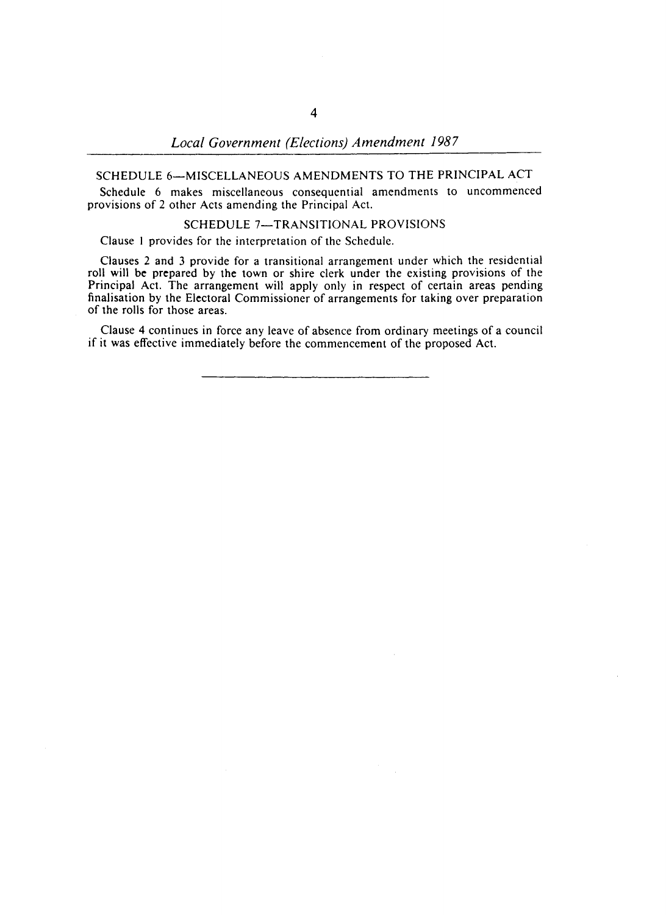## SCHEDULE 6—MISCELLANEOUS AMENDMENTS TO THE PRINCIPAL ACT

Schedule 6 makes miscellaneous consequential amendments to uncommenced provisions of 2 other Acts amending the Principal Act.

## SCHEDULE 7—TRANSITIONAL PROVISIONS

Clause 1 provides for the interpretation of the Schedule.

Clauses 2 and 3 provide for a transitional arrangement under which the residential roll will be prepared by the town or shire clerk under the existing provisions of the Principal Act. The arrangement will apply only in respect of certain areas pending finalisation by the Electoral Commissioner of arrangements for taking over preparation of the rolls for those areas.

Clause 4 continues in force any leave of absence from ordinary meetings of a council if it was effective immediately before the commencement of the proposed Act.